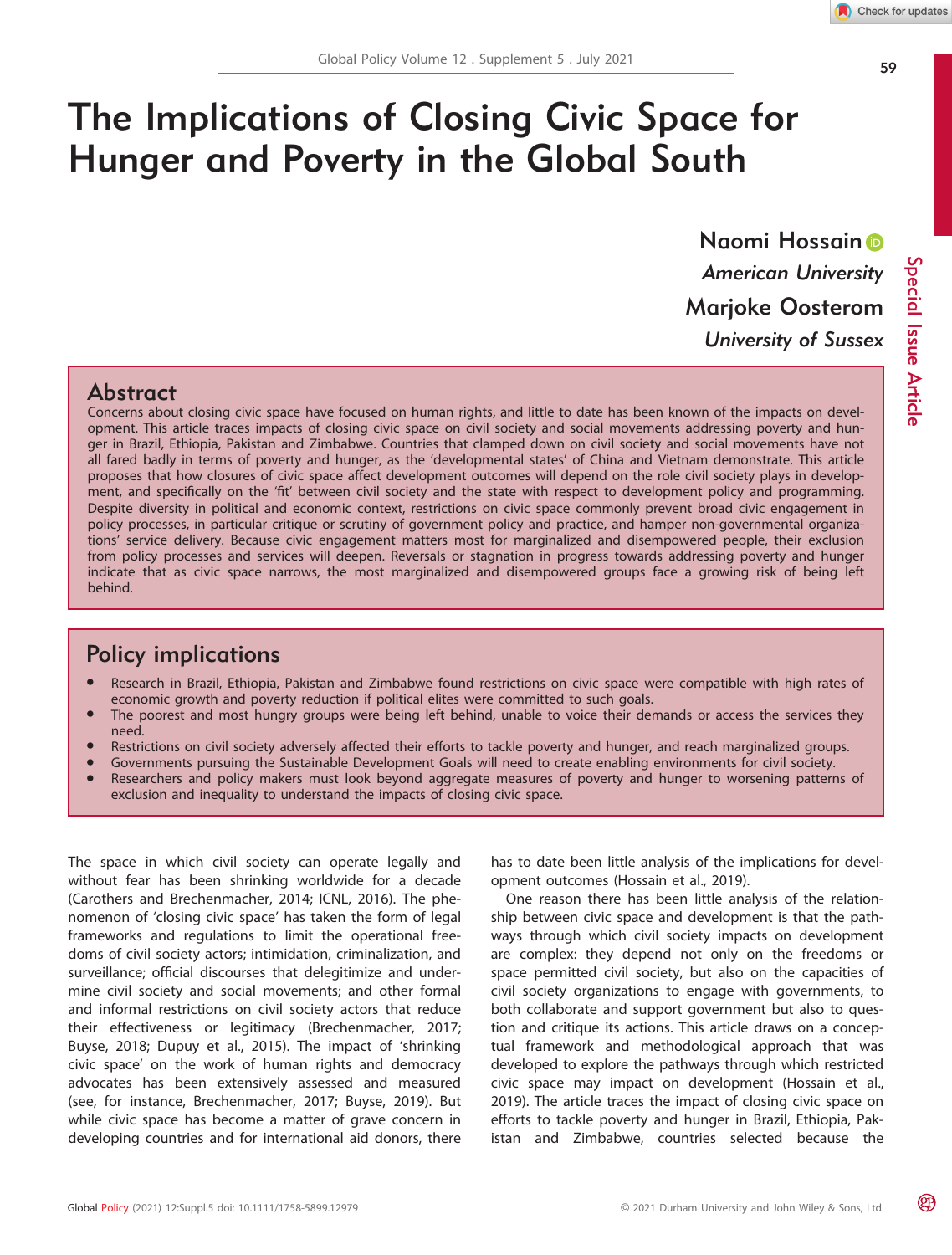# The Implications of Closing Civic Space for Hunger and Poverty in the Global South

**Naomi Hossain**
*American University*
**Marjoke Oosterom**
*University of Sussex*

Special Issue Article

## Abstract

Concerns about closing civic space have focused on human rights, and little to date has been known of the impacts on development. This article traces impacts of closing civic space on civil society and social movements addressing poverty and hunger in Brazil, Ethiopia, Pakistan and Zimbabwe. Countries that clamped down on civil society and social movements have not all fared badly in terms of poverty and hunger, as the 'developmental states' of China and Vietnam demonstrate. This article proposes that how closures of civic space affect development outcomes will depend on the role civil society plays in development, and specifically on the 'fit' between civil society and the state with respect to development policy and programming. Despite diversity in political and economic context, restrictions on civic space commonly prevent broad civic engagement in policy processes, in particular critique or scrutiny of government policy and practice, and hamper non-governmental organizations' service delivery. Because civic engagement matters most for marginalized and disempowered people, their exclusion from policy processes and services will deepen. Reversals or stagnation in progress towards addressing poverty and hunger indicate that as civic space narrows, the most marginalized and disempowered groups face a growing risk of being left behind.

## Policy implications

- Research in Brazil, Ethiopia, Pakistan and Zimbabwe found restrictions on civic space were compatible with high rates of economic growth and poverty reduction if political elites were committed to such goals.
- The poorest and most hungry groups were being left behind, unable to voice their demands or access the services they need.
- Restrictions on civil society adversely affected their efforts to tackle poverty and hunger, and reach marginalized groups.
- Governments pursuing the Sustainable Development Goals will need to create enabling environments for civil society.
- Researchers and policy makers must look beyond aggregate measures of poverty and hunger to worsening patterns of exclusion and inequality to understand the impacts of closing civic space.

The space in which civil society can operate legally and without fear has been shrinking worldwide for a decade (Carothers and Brechenmacher, 2014; ICNL, 2016). The phenomenon of 'closing civic space' has taken the form of legal frameworks and regulations to limit the operational freedoms of civil society actors; intimidation, criminalization, and surveillance; official discourses that delegitimize and undermine civil society and social movements; and other formal and informal restrictions on civil society actors that reduce their effectiveness or legitimacy (Brechenmacher, 2017; Buyse, 2018; Dupuy et al., 2015). The impact of 'shrinking civic space' on the work of human rights and democracy advocates has been extensively assessed and measured (see, for instance, Brechenmacher, 2017; Buyse, 2019). But while civic space has become a matter of grave concern in developing countries and for international aid donors, there has to date been little analysis of the implications for development outcomes (Hossain et al., 2019).

One reason there has been little analysis of the relationship between civic space and development is that the pathways through which civil society impacts on development are complex: they depend not only on the freedoms or space permitted civil society, but also on the capacities of civil society organizations to engage with governments, to both collaborate and support government but also to question and critique its actions. This article draws on a conceptual framework and methodological approach that was developed to explore the pathways through which restricted civic space may impact on development (Hossain et al., 2019). The article traces the impact of closing civic space on efforts to tackle poverty and hunger in Brazil, Ethiopia, Pakistan and Zimbabwe, countries selected because the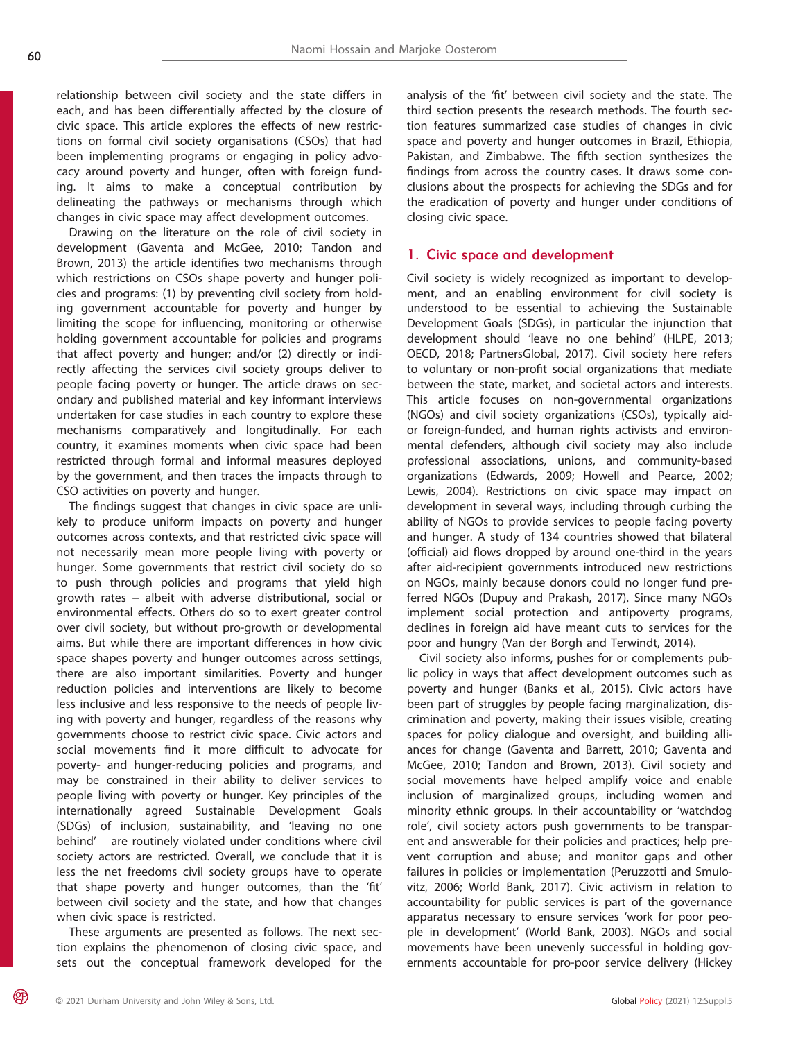relationship between civil society and the state differs in each, and has been differentially affected by the closure of civic space. This article explores the effects of new restrictions on formal civil society organisations (CSOs) that had been implementing programs or engaging in policy advocacy around poverty and hunger, often with foreign funding. It aims to make a conceptual contribution by delineating the pathways or mechanisms through which changes in civic space may affect development outcomes.

Drawing on the literature on the role of civil society in development (Gaventa and McGee, 2010; Tandon and Brown, 2013) the article identifies two mechanisms through which restrictions on CSOs shape poverty and hunger policies and programs: (1) by preventing civil society from holding government accountable for poverty and hunger by limiting the scope for influencing, monitoring or otherwise holding government accountable for policies and programs that affect poverty and hunger; and/or (2) directly or indirectly affecting the services civil society groups deliver to people facing poverty or hunger. The article draws on secondary and published material and key informant interviews undertaken for case studies in each country to explore these mechanisms comparatively and longitudinally. For each country, it examines moments when civic space had been restricted through formal and informal measures deployed by the government, and then traces the impacts through to CSO activities on poverty and hunger.

The findings suggest that changes in civic space are unlikely to produce uniform impacts on poverty and hunger outcomes across contexts, and that restricted civic space will not necessarily mean more people living with poverty or hunger. Some governments that restrict civil society do so to push through policies and programs that yield high growth rates – albeit with adverse distributional, social or environmental effects. Others do so to exert greater control over civil society, but without pro-growth or developmental aims. But while there are important differences in how civic space shapes poverty and hunger outcomes across settings, there are also important similarities. Poverty and hunger reduction policies and interventions are likely to become less inclusive and less responsive to the needs of people living with poverty and hunger, regardless of the reasons why governments choose to restrict civic space. Civic actors and social movements find it more difficult to advocate for poverty- and hunger-reducing policies and programs, and may be constrained in their ability to deliver services to people living with poverty or hunger. Key principles of the internationally agreed Sustainable Development Goals (SDGs) of inclusion, sustainability, and 'leaving no one behind' – are routinely violated under conditions where civil society actors are restricted. Overall, we conclude that it is less the net freedoms civil society groups have to operate that shape poverty and hunger outcomes, than the 'fit' between civil society and the state, and how that changes when civic space is restricted.

These arguments are presented as follows. The next section explains the phenomenon of closing civic space, and sets out the conceptual framework developed for the analysis of the 'fit' between civil society and the state. The third section presents the research methods. The fourth section features summarized case studies of changes in civic space and poverty and hunger outcomes in Brazil, Ethiopia, Pakistan, and Zimbabwe. The fifth section synthesizes the findings from across the country cases. It draws some conclusions about the prospects for achieving the SDGs and for the eradication of poverty and hunger under conditions of closing civic space.

## 1. Civic space and development

Civil society is widely recognized as important to development, and an enabling environment for civil society is understood to be essential to achieving the Sustainable Development Goals (SDGs), in particular the injunction that development should 'leave no one behind' (HLPE, 2013; OECD, 2018; PartnersGlobal, 2017). Civil society here refers to voluntary or non-profit social organizations that mediate between the state, market, and societal actors and interests. This article focuses on non-governmental organizations (NGOs) and civil society organizations (CSOs), typically aid- or foreign-funded, and human rights activists and environmental defenders, although civil society may also include professional associations, unions, and community-based organizations (Edwards, 2009; Howell and Pearce, 2002; Lewis, 2004). Restrictions on civic space may impact on development in several ways, including through curbing the ability of NGOs to provide services to people facing poverty and hunger. A study of 134 countries showed that bilateral (official) aid flows dropped by around one-third in the years after aid-recipient governments introduced new restrictions on NGOs, mainly because donors could no longer fund preferred NGOs (Dupuy and Prakash, 2017). Since many NGOs implement social protection and antipoverty programs, declines in foreign aid have meant cuts to services for the poor and hungry (Van der Borgh and Terwindt, 2014).

Civil society also informs, pushes for or complements public policy in ways that affect development outcomes such as poverty and hunger (Banks et al., 2015). Civic actors have been part of struggles by people facing marginalization, discrimination and poverty, making their issues visible, creating spaces for policy dialogue and oversight, and building alliances for change (Gaventa and Barrett, 2010; Gaventa and McGee, 2010; Tandon and Brown, 2013). Civil society and social movements have helped amplify voice and enable inclusion of marginalized groups, including women and minority ethnic groups. In their accountability or 'watchdog role', civil society actors push governments to be transparent and answerable for their policies and practices; help prevent corruption and abuse; and monitor gaps and other failures in policies or implementation (Peruzzotti and Smulovitz, 2006; World Bank, 2017). Civic activism in relation to accountability for public services is part of the governance apparatus necessary to ensure services 'work for poor people in development' (World Bank, 2003). NGOs and social movements have been unevenly successful in holding governments accountable for pro-poor service delivery (Hickey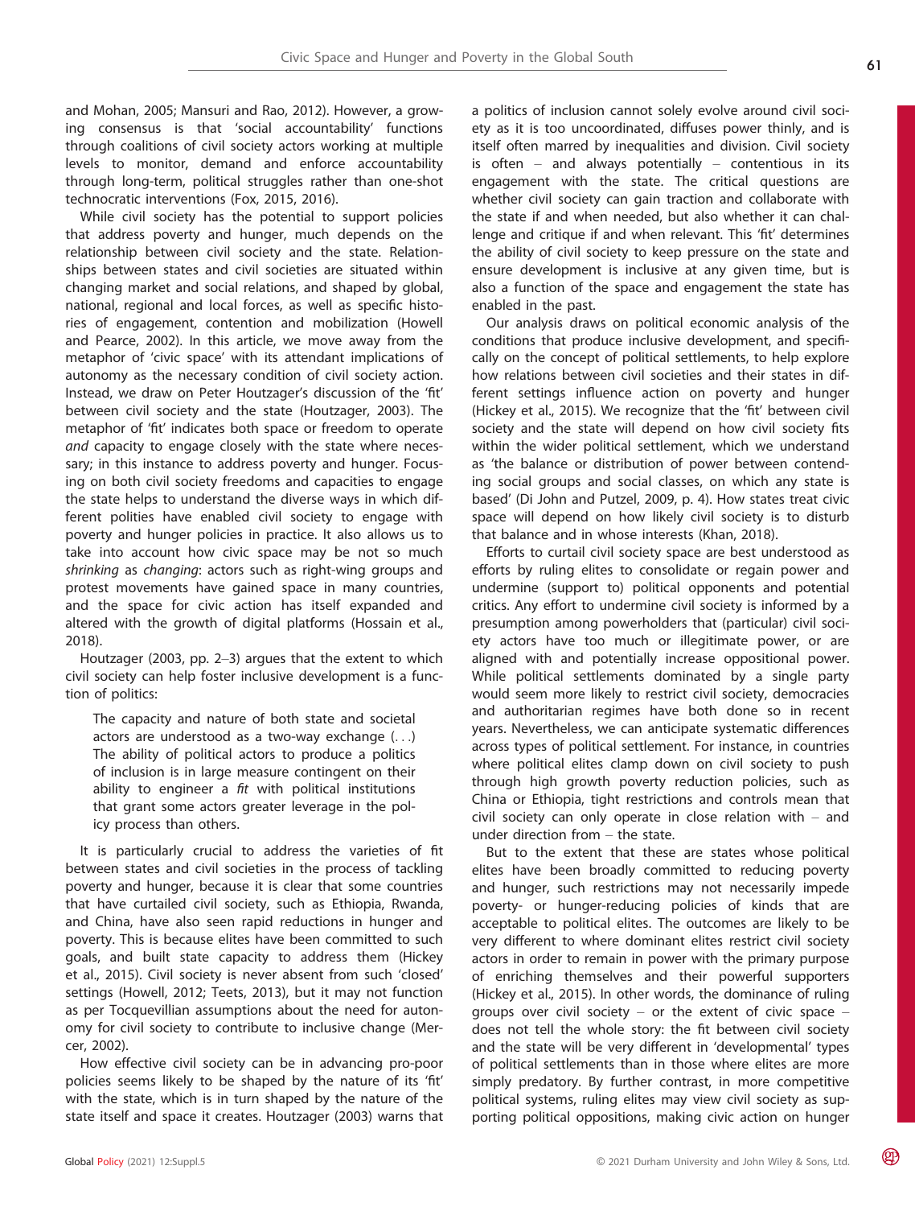and Mohan, 2005; Mansuri and Rao, 2012). However, a growing consensus is that 'social accountability' functions through coalitions of civil society actors working at multiple levels to monitor, demand and enforce accountability through long-term, political struggles rather than one-shot technocratic interventions (Fox, 2015, 2016).

While civil society has the potential to support policies that address poverty and hunger, much depends on the relationship between civil society and the state. Relationships between states and civil societies are situated within changing market and social relations, and shaped by global, national, regional and local forces, as well as specific histories of engagement, contention and mobilization (Howell and Pearce, 2002). In this article, we move away from the metaphor of 'civic space' with its attendant implications of autonomy as the necessary condition of civil society action. Instead, we draw on Peter Houtzager's discussion of the 'fit' between civil society and the state (Houtzager, 2003). The metaphor of 'fit' indicates both space or freedom to operate *and* capacity to engage closely with the state where necessary; in this instance to address poverty and hunger. Focusing on both civil society freedoms and capacities to engage the state helps to understand the diverse ways in which different polities have enabled civil society to engage with poverty and hunger policies in practice. It also allows us to take into account how civic space may be not so much *shrinking* as *changing*: actors such as right-wing groups and protest movements have gained space in many countries, and the space for civic action has itself expanded and altered with the growth of digital platforms (Hossain et al., 2018).

Houtzager (2003, pp. 2–3) argues that the extent to which civil society can help foster inclusive development is a function of politics:

> The capacity and nature of both state and societal actors are understood as a two-way exchange (. . .) The ability of political actors to produce a politics of inclusion is in large measure contingent on their ability to engineer a *fit* with political institutions that grant some actors greater leverage in the policy process than others.

It is particularly crucial to address the varieties of fit between states and civil societies in the process of tackling poverty and hunger, because it is clear that some countries that have curtailed civil society, such as Ethiopia, Rwanda, and China, have also seen rapid reductions in hunger and poverty. This is because elites have been committed to such goals, and built state capacity to address them (Hickey et al., 2015). Civil society is never absent from such 'closed' settings (Howell, 2012; Teets, 2013), but it may not function as per Tocquevillian assumptions about the need for autonomy for civil society to contribute to inclusive change (Mercer, 2002).

How effective civil society can be in advancing pro-poor policies seems likely to be shaped by the nature of its 'fit' with the state, which is in turn shaped by the nature of the state itself and space it creates. Houtzager (2003) warns that a politics of inclusion cannot solely evolve around civil society as it is too uncoordinated, diffuses power thinly, and is itself often marred by inequalities and division. Civil society is often – and always potentially – contentious in its engagement with the state. The critical questions are whether civil society can gain traction and collaborate with the state if and when needed, but also whether it can challenge and critique if and when relevant. This 'fit' determines the ability of civil society to keep pressure on the state and ensure development is inclusive at any given time, but is also a function of the space and engagement the state has enabled in the past.

Our analysis draws on political economic analysis of the conditions that produce inclusive development, and specifically on the concept of political settlements, to help explore how relations between civil societies and their states in different settings influence action on poverty and hunger (Hickey et al., 2015). We recognize that the 'fit' between civil society and the state will depend on how civil society fits within the wider political settlement, which we understand as 'the balance or distribution of power between contending social groups and social classes, on which any state is based' (Di John and Putzel, 2009, p. 4). How states treat civic space will depend on how likely civil society is to disturb that balance and in whose interests (Khan, 2018).

Efforts to curtail civil society space are best understood as efforts by ruling elites to consolidate or regain power and undermine (support to) political opponents and potential critics. Any effort to undermine civil society is informed by a presumption among powerholders that (particular) civil society actors have too much or illegitimate power, or are aligned with and potentially increase oppositional power. While political settlements dominated by a single party would seem more likely to restrict civil society, democracies and authoritarian regimes have both done so in recent years. Nevertheless, we can anticipate systematic differences across types of political settlement. For instance, in countries where political elites clamp down on civil society to push through high growth poverty reduction policies, such as China or Ethiopia, tight restrictions and controls mean that civil society can only operate in close relation with – and under direction from – the state.

But to the extent that these are states whose political elites have been broadly committed to reducing poverty and hunger, such restrictions may not necessarily impede poverty- or hunger-reducing policies of kinds that are acceptable to political elites. The outcomes are likely to be very different to where dominant elites restrict civil society actors in order to remain in power with the primary purpose of enriching themselves and their powerful supporters (Hickey et al., 2015). In other words, the dominance of ruling groups over civil society – or the extent of civic space – does not tell the whole story: the fit between civil society and the state will be very different in 'developmental' types of political settlements than in those where elites are more simply predatory. By further contrast, in more competitive political systems, ruling elites may view civil society as supporting political oppositions, making civic action on hunger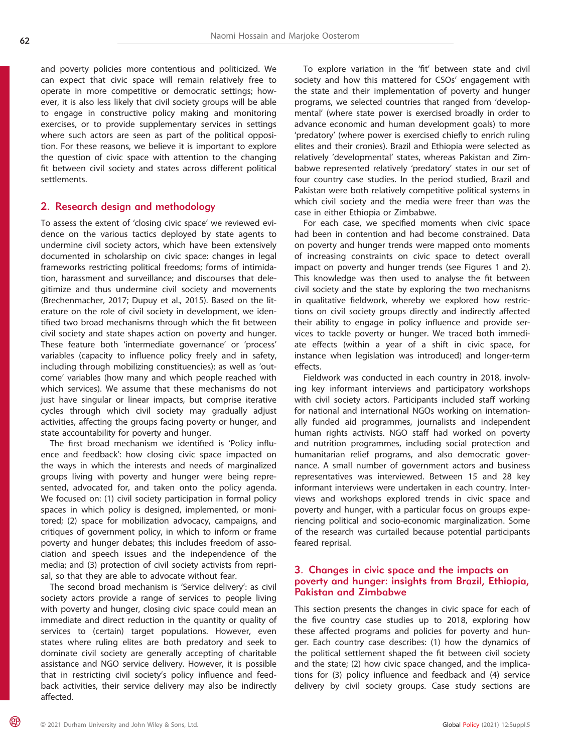and poverty policies more contentious and politicized. We can expect that civic space will remain relatively free to operate in more competitive or democratic settings; however, it is also less likely that civil society groups will be able to engage in constructive policy making and monitoring exercises, or to provide supplementary services in settings where such actors are seen as part of the political opposition. For these reasons, we believe it is important to explore the question of civic space with attention to the changing fit between civil society and states across different political settlements.

## 2. Research design and methodology

To assess the extent of 'closing civic space' we reviewed evidence on the various tactics deployed by state agents to undermine civil society actors, which have been extensively documented in scholarship on civic space: changes in legal frameworks restricting political freedoms; forms of intimidation, harassment and surveillance; and discourses that delegitimize and thus undermine civil society and movements (Brechenmacher, 2017; Dupuy et al., 2015). Based on the literature on the role of civil society in development, we identified two broad mechanisms through which the fit between civil society and state shapes action on poverty and hunger. These feature both 'intermediate governance' or 'process' variables (capacity to influence policy freely and in safety, including through mobilizing constituencies); as well as 'outcome' variables (how many and which people reached with which services). We assume that these mechanisms do not just have singular or linear impacts, but comprise iterative cycles through which civil society may gradually adjust activities, affecting the groups facing poverty or hunger, and state accountability for poverty and hunger.

The first broad mechanism we identified is 'Policy influence and feedback': how closing civic space impacted on the ways in which the interests and needs of marginalized groups living with poverty and hunger were being represented, advocated for, and taken onto the policy agenda. We focused on: (1) civil society participation in formal policy spaces in which policy is designed, implemented, or monitored; (2) space for mobilization advocacy, campaigns, and critiques of government policy, in which to inform or frame poverty and hunger debates; this includes freedom of association and speech issues and the independence of the media; and (3) protection of civil society activists from reprisal, so that they are able to advocate without fear.

The second broad mechanism is 'Service delivery': as civil society actors provide a range of services to people living with poverty and hunger, closing civic space could mean an immediate and direct reduction in the quantity or quality of services to (certain) target populations. However, even states where ruling elites are both predatory and seek to dominate civil society are generally accepting of charitable assistance and NGO service delivery. However, it is possible that in restricting civil society's policy influence and feedback activities, their service delivery may also be indirectly affected.

To explore variation in the 'fit' between state and civil society and how this mattered for CSOs' engagement with the state and their implementation of poverty and hunger programs, we selected countries that ranged from 'developmental' (where state power is exercised broadly in order to advance economic and human development goals) to more 'predatory' (where power is exercised chiefly to enrich ruling elites and their cronies). Brazil and Ethiopia were selected as relatively 'developmental' states, whereas Pakistan and Zimbabwe represented relatively 'predatory' states in our set of four country case studies. In the period studied, Brazil and Pakistan were both relatively competitive political systems in which civil society and the media were freer than was the case in either Ethiopia or Zimbabwe.

For each case, we specified moments when civic space had been in contention and had become constrained. Data on poverty and hunger trends were mapped onto moments of increasing constraints on civic space to detect overall impact on poverty and hunger trends (see Figures 1 and 2). This knowledge was then used to analyse the fit between civil society and the state by exploring the two mechanisms in qualitative fieldwork, whereby we explored how restrictions on civil society groups directly and indirectly affected their ability to engage in policy influence and provide services to tackle poverty or hunger. We traced both immediate effects (within a year of a shift in civic space, for instance when legislation was introduced) and longer-term effects.

Fieldwork was conducted in each country in 2018, involving key informant interviews and participatory workshops with civil society actors. Participants included staff working for national and international NGOs working on internationally funded aid programmes, journalists and independent human rights activists. NGO staff had worked on poverty and nutrition programmes, including social protection and humanitarian relief programs, and also democratic governance. A small number of government actors and business representatives was interviewed. Between 15 and 28 key informant interviews were undertaken in each country. Interviews and workshops explored trends in civic space and poverty and hunger, with a particular focus on groups experiencing political and socio-economic marginalization. Some of the research was curtailed because potential participants feared reprisal.

## 3. Changes in civic space and the impacts on poverty and hunger: insights from Brazil, Ethiopia, Pakistan and Zimbabwe

This section presents the changes in civic space for each of the five country case studies up to 2018, exploring how these affected programs and policies for poverty and hunger. Each country case describes: (1) how the dynamics of the political settlement shaped the fit between civil society and the state; (2) how civic space changed, and the implications for (3) policy influence and feedback and (4) service delivery by civil society groups. Case study sections are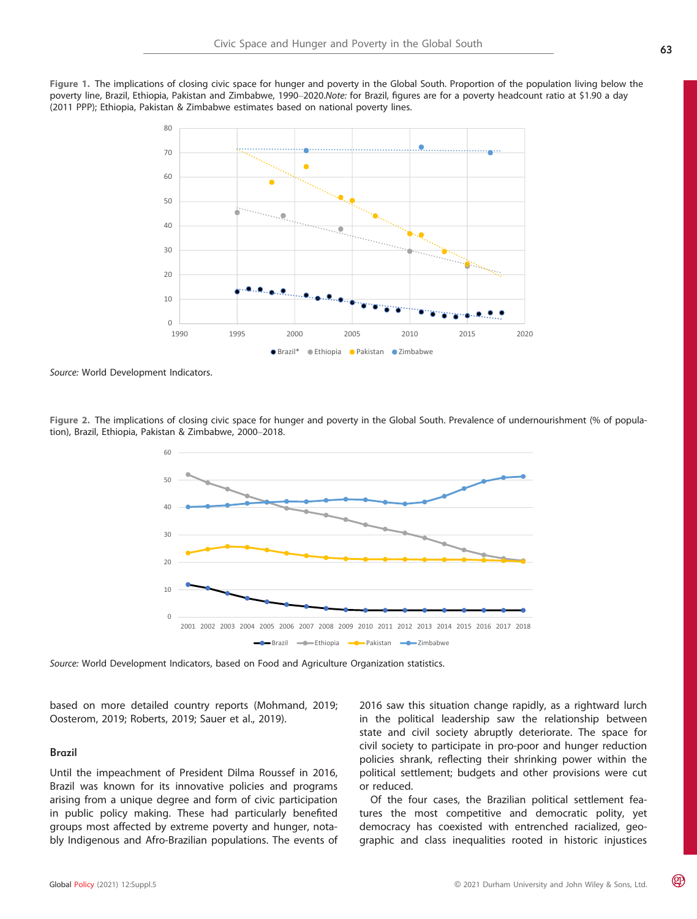**Figure 1.** The implications of closing civic space for hunger and poverty in the Global South. Proportion of the population living below the poverty line, Brazil, Ethiopia, Pakistan and Zimbabwe, 1990–2020.*Note:* for Brazil, figures are for a poverty headcount ratio at \$1.90 a day (2011 PPP); Ethiopia, Pakistan & Zimbabwe estimates based on national poverty lines.

*Source:* World Development Indicators.

**Figure 2.** The implications of closing civic space for hunger and poverty in the Global South. Prevalence of undernourishment (% of population), Brazil, Ethiopia, Pakistan & Zimbabwe, 2000–2018.

*Source:* World Development Indicators, based on Food and Agriculture Organization statistics.

based on more detailed country reports (Mohmand, 2019; Oosterom, 2019; Roberts, 2019; Sauer et al., 2019).

### Brazil

Until the impeachment of President Dilma Roussef in 2016, Brazil was known for its innovative policies and programs arising from a unique degree and form of civic participation in public policy making. These had particularly benefited groups most affected by extreme poverty and hunger, notably Indigenous and Afro-Brazilian populations. The events of 2016 saw this situation change rapidly, as a rightward lurch in the political leadership saw the relationship between state and civil society abruptly deteriorate. The space for civil society to participate in pro-poor and hunger reduction policies shrank, reflecting their shrinking power within the political settlement; budgets and other provisions were cut or reduced.

Of the four cases, the Brazilian political settlement features the most competitive and democratic polity, yet democracy has coexisted with entrenched racialized, geographic and class inequalities rooted in historic injustices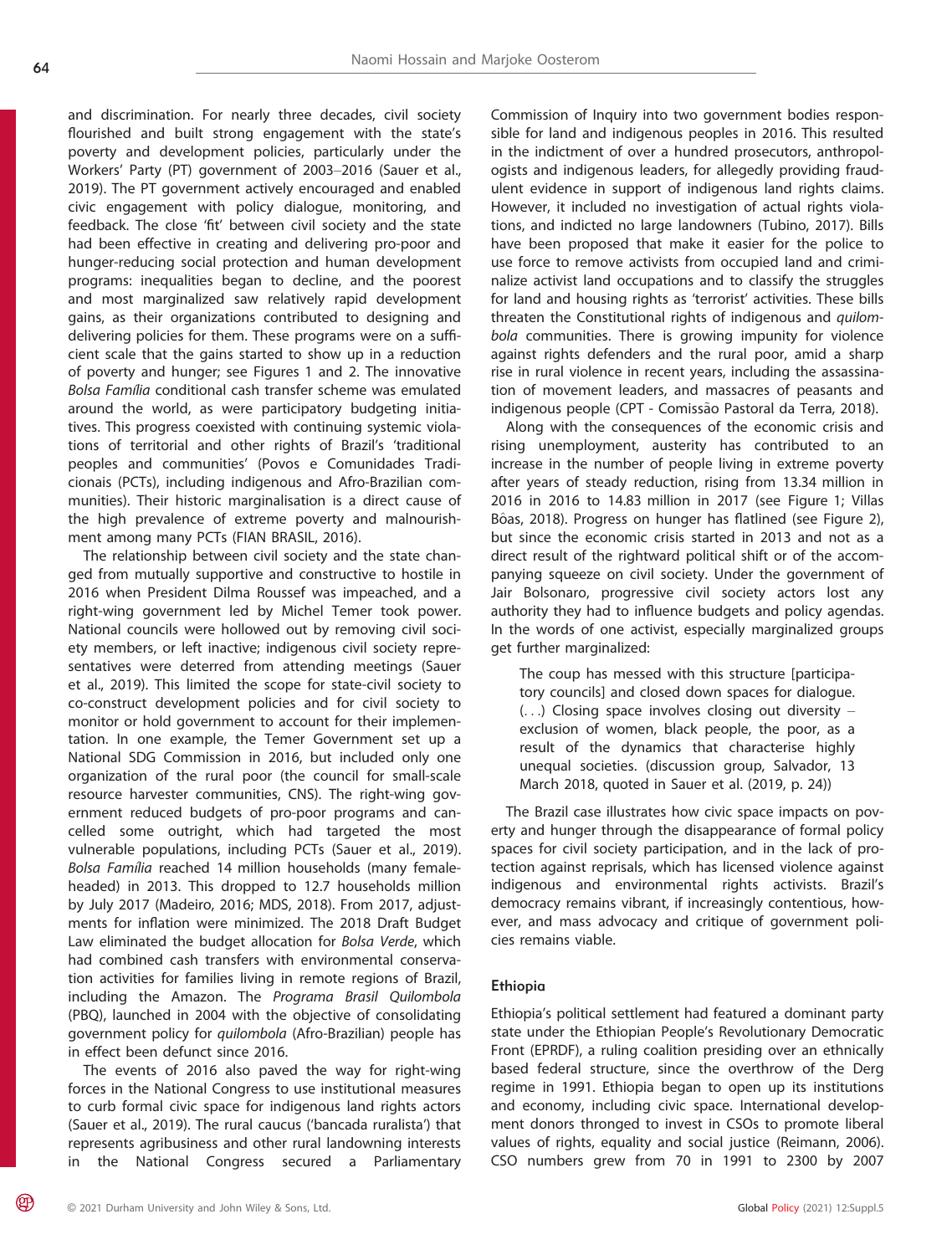and discrimination. For nearly three decades, civil society flourished and built strong engagement with the state's poverty and development policies, particularly under the Workers' Party (PT) government of 2003–2016 (Sauer et al., 2019). The PT government actively encouraged and enabled civic engagement with policy dialogue, monitoring, and feedback. The close 'fit' between civil society and the state had been effective in creating and delivering pro-poor and hunger-reducing social protection and human development programs: inequalities began to decline, and the poorest and most marginalized saw relatively rapid development gains, as their organizations contributed to designing and delivering policies for them. These programs were on a sufficient scale that the gains started to show up in a reduction of poverty and hunger; see Figures 1 and 2. The innovative *Bolsa Família* conditional cash transfer scheme was emulated around the world, as were participatory budgeting initiatives. This progress coexisted with continuing systemic violations of territorial and other rights of Brazil's 'traditional peoples and communities' (Povos e Comunidades Tradicionais (PCTs), including indigenous and Afro-Brazilian communities). Their historic marginalisation is a direct cause of the high prevalence of extreme poverty and malnourishment among many PCTs (FIAN BRASIL, 2016).

The relationship between civil society and the state changed from mutually supportive and constructive to hostile in 2016 when President Dilma Roussef was impeached, and a right-wing government led by Michel Temer took power. National councils were hollowed out by removing civil society members, or left inactive; indigenous civil society representatives were deterred from attending meetings (Sauer et al., 2019). This limited the scope for state-civil society to co-construct development policies and for civil society to monitor or hold government to account for their implementation. In one example, the Temer Government set up a National SDG Commission in 2016, but included only one organization of the rural poor (the council for small-scale resource harvester communities, CNS). The right-wing government reduced budgets of pro-poor programs and cancelled some outright, which had targeted the most vulnerable populations, including PCTs (Sauer et al., 2019). *Bolsa Família* reached 14 million households (many female-headed) in 2013. This dropped to 12.7 households million by July 2017 (Madeiro, 2016; MDS, 2018). From 2017, adjustments for inflation were minimized. The 2018 Draft Budget Law eliminated the budget allocation for *Bolsa Verde*, which had combined cash transfers with environmental conservation activities for families living in remote regions of Brazil, including the Amazon. The *Programa Brasil Quilombola* (PBQ), launched in 2004 with the objective of consolidating government policy for *quilombola* (Afro-Brazilian) people has in effect been defunct since 2016.

The events of 2016 also paved the way for right-wing forces in the National Congress to use institutional measures to curb formal civic space for indigenous land rights actors (Sauer et al., 2019). The rural caucus ('bancada ruralista') that represents agribusiness and other rural landowning interests in the National Congress secured a Parliamentary Commission of Inquiry into two government bodies responsible for land and indigenous peoples in 2016. This resulted in the indictment of over a hundred prosecutors, anthropologists and indigenous leaders, for allegedly providing fraudulent evidence in support of indigenous land rights claims. However, it included no investigation of actual rights violations, and indicted no large landowners (Tubino, 2017). Bills have been proposed that make it easier for the police to use force to remove activists from occupied land and criminalize activist land occupations and to classify the struggles for land and housing rights as 'terrorist' activities. These bills threaten the Constitutional rights of indigenous and *quilombola* communities. There is growing impunity for violence against rights defenders and the rural poor, amid a sharp rise in rural violence in recent years, including the assassination of movement leaders, and massacres of peasants and indigenous people (CPT - Comissão Pastoral da Terra, 2018).

Along with the consequences of the economic crisis and rising unemployment, austerity has contributed to an increase in the number of people living in extreme poverty after years of steady reduction, rising from 13.34 million in 2016 in 2016 to 14.83 million in 2017 (see Figure 1; Villas Bôas, 2018). Progress on hunger has flatlined (see Figure 2), but since the economic crisis started in 2013 and not as a direct result of the rightward political shift or of the accompanying squeeze on civil society. Under the government of Jair Bolsonaro, progressive civil society actors lost any authority they had to influence budgets and policy agendas. In the words of one activist, especially marginalized groups get further marginalized:

> The coup has messed with this structure [participatory councils] and closed down spaces for dialogue. (...) Closing space involves closing out diversity – exclusion of women, black people, the poor, as a result of the dynamics that characterise highly unequal societies. (discussion group, Salvador, 13 March 2018, quoted in Sauer et al. (2019, p. 24))

The Brazil case illustrates how civic space impacts on poverty and hunger through the disappearance of formal policy spaces for civil society participation, and in the lack of protection against reprisals, which has licensed violence against indigenous and environmental rights activists. Brazil's democracy remains vibrant, if increasingly contentious, however, and mass advocacy and critique of government policies remains viable.

### Ethiopia

Ethiopia's political settlement had featured a dominant party state under the Ethiopian People's Revolutionary Democratic Front (EPRDF), a ruling coalition presiding over an ethnically based federal structure, since the overthrow of the Derg regime in 1991. Ethiopia began to open up its institutions and economy, including civic space. International development donors thronged to invest in CSOs to promote liberal values of rights, equality and social justice (Reimann, 2006). CSO numbers grew from 70 in 1991 to 2300 by 2007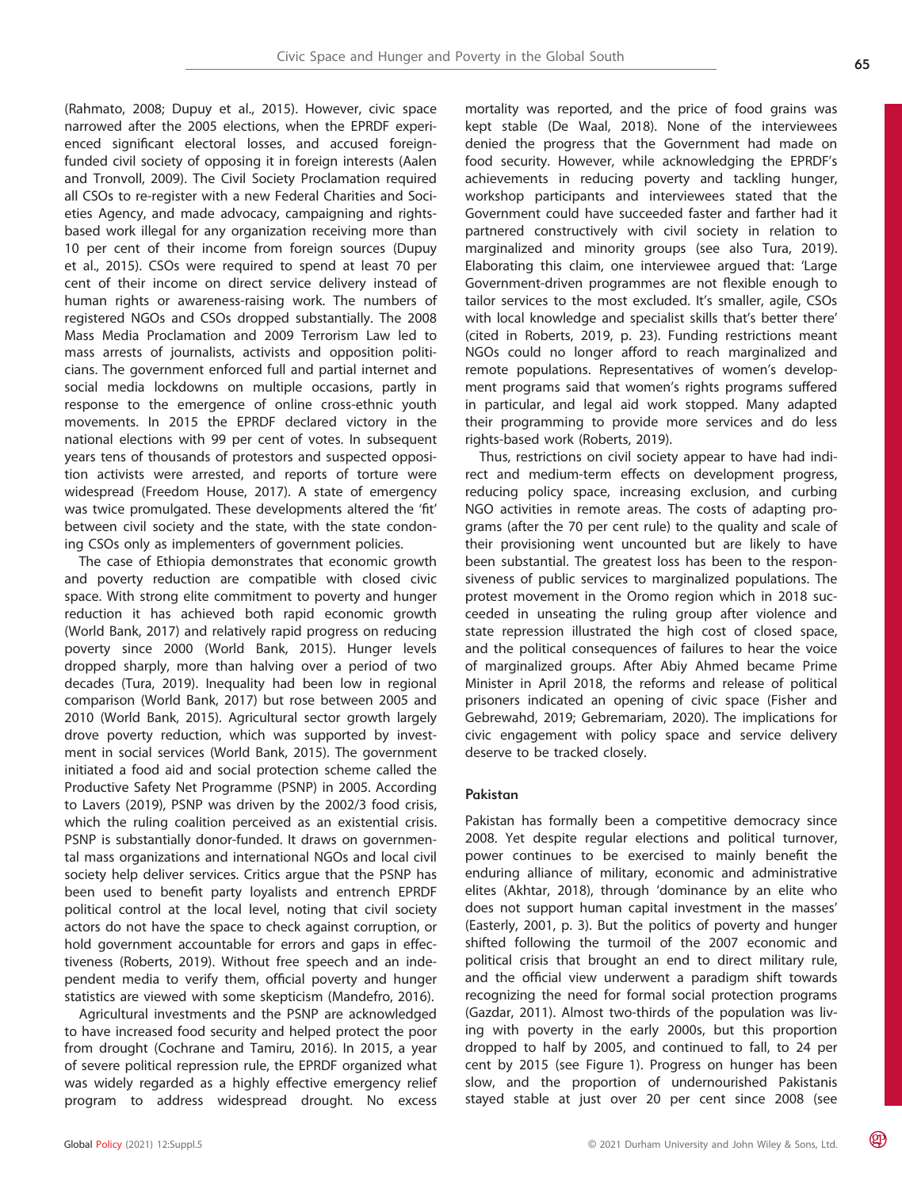(Rahmato, 2008; Dupuy et al., 2015). However, civic space narrowed after the 2005 elections, when the EPRDF experienced significant electoral losses, and accused foreign-funded civil society of opposing it in foreign interests (Aalen and Tronvoll, 2009). The Civil Society Proclamation required all CSOs to re-register with a new Federal Charities and Societies Agency, and made advocacy, campaigning and rights-based work illegal for any organization receiving more than 10 per cent of their income from foreign sources (Dupuy et al., 2015). CSOs were required to spend at least 70 per cent of their income on direct service delivery instead of human rights or awareness-raising work. The numbers of registered NGOs and CSOs dropped substantially. The 2008 Mass Media Proclamation and 2009 Terrorism Law led to mass arrests of journalists, activists and opposition politicians. The government enforced full and partial internet and social media lockdowns on multiple occasions, partly in response to the emergence of online cross-ethnic youth movements. In 2015 the EPRDF declared victory in the national elections with 99 per cent of votes. In subsequent years tens of thousands of protestors and suspected opposition activists were arrested, and reports of torture were widespread (Freedom House, 2017). A state of emergency was twice promulgated. These developments altered the 'fit' between civil society and the state, with the state condoning CSOs only as implementers of government policies.

The case of Ethiopia demonstrates that economic growth and poverty reduction are compatible with closed civic space. With strong elite commitment to poverty and hunger reduction it has achieved both rapid economic growth (World Bank, 2017) and relatively rapid progress on reducing poverty since 2000 (World Bank, 2015). Hunger levels dropped sharply, more than halving over a period of two decades (Tura, 2019). Inequality had been low in regional comparison (World Bank, 2017) but rose between 2005 and 2010 (World Bank, 2015). Agricultural sector growth largely drove poverty reduction, which was supported by investment in social services (World Bank, 2015). The government initiated a food aid and social protection scheme called the Productive Safety Net Programme (PSNP) in 2005. According to Lavers (2019), PSNP was driven by the 2002/3 food crisis, which the ruling coalition perceived as an existential crisis. PSNP is substantially donor-funded. It draws on governmental mass organizations and international NGOs and local civil society help deliver services. Critics argue that the PSNP has been used to benefit party loyalists and entrench EPRDF political control at the local level, noting that civil society actors do not have the space to check against corruption, or hold government accountable for errors and gaps in effectiveness (Roberts, 2019). Without free speech and an independent media to verify them, official poverty and hunger statistics are viewed with some skepticism (Mandefro, 2016).

Agricultural investments and the PSNP are acknowledged to have increased food security and helped protect the poor from drought (Cochrane and Tamiru, 2016). In 2015, a year of severe political repression rule, the EPRDF organized what was widely regarded as a highly effective emergency relief program to address widespread drought. No excess mortality was reported, and the price of food grains was kept stable (De Waal, 2018). None of the interviewees denied the progress that the Government had made on food security. However, while acknowledging the EPRDF's achievements in reducing poverty and tackling hunger, workshop participants and interviewees stated that the Government could have succeeded faster and farther had it partnered constructively with civil society in relation to marginalized and minority groups (see also Tura, 2019). Elaborating this claim, one interviewee argued that: 'Large Government-driven programmes are not flexible enough to tailor services to the most excluded. It's smaller, agile, CSOs with local knowledge and specialist skills that's better there' (cited in Roberts, 2019, p. 23). Funding restrictions meant NGOs could no longer afford to reach marginalized and remote populations. Representatives of women's development programs said that women's rights programs suffered in particular, and legal aid work stopped. Many adapted their programming to provide more services and do less rights-based work (Roberts, 2019).

Thus, restrictions on civil society appear to have had indirect and medium-term effects on development progress, reducing policy space, increasing exclusion, and curbing NGO activities in remote areas. The costs of adapting programs (after the 70 per cent rule) to the quality and scale of their provisioning went uncounted but are likely to have been substantial. The greatest loss has been to the responsiveness of public services to marginalized populations. The protest movement in the Oromo region which in 2018 succeeded in unseating the ruling group after violence and state repression illustrated the high cost of closed space, and the political consequences of failures to hear the voice of marginalized groups. After Abiy Ahmed became Prime Minister in April 2018, the reforms and release of political prisoners indicated an opening of civic space (Fisher and Gebrewahd, 2019; Gebremariam, 2020). The implications for civic engagement with policy space and service delivery deserve to be tracked closely.

### Pakistan

Pakistan has formally been a competitive democracy since 2008. Yet despite regular elections and political turnover, power continues to be exercised to mainly benefit the enduring alliance of military, economic and administrative elites (Akhtar, 2018), through 'dominance by an elite who does not support human capital investment in the masses' (Easterly, 2001, p. 3). But the politics of poverty and hunger shifted following the turmoil of the 2007 economic and political crisis that brought an end to direct military rule, and the official view underwent a paradigm shift towards recognizing the need for formal social protection programs (Gazdar, 2011). Almost two-thirds of the population was living with poverty in the early 2000s, but this proportion dropped to half by 2005, and continued to fall, to 24 per cent by 2015 (see Figure 1). Progress on hunger has been slow, and the proportion of undernourished Pakistanis stayed stable at just over 20 per cent since 2008 (see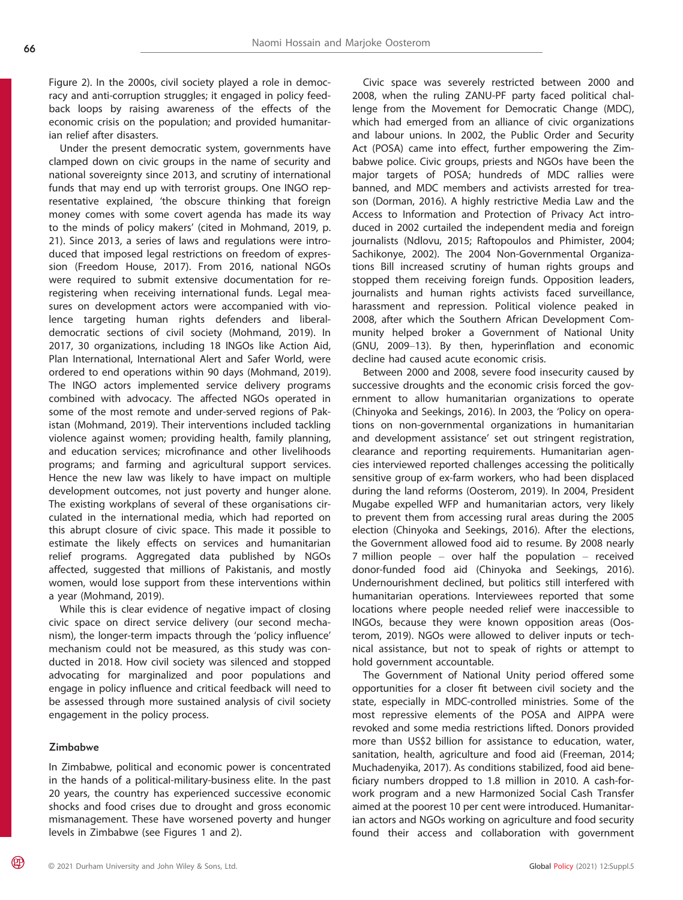Figure 2). In the 2000s, civil society played a role in democracy and anti-corruption struggles; it engaged in policy feedback loops by raising awareness of the effects of the economic crisis on the population; and provided humanitarian relief after disasters.

Under the present democratic system, governments have clamped down on civic groups in the name of security and national sovereignty since 2013, and scrutiny of international funds that may end up with terrorist groups. One INGO representative explained, 'the obscure thinking that foreign money comes with some covert agenda has made its way to the minds of policy makers' (cited in Mohmand, 2019, p. 21). Since 2013, a series of laws and regulations were introduced that imposed legal restrictions on freedom of expression (Freedom House, 2017). From 2016, national NGOs were required to submit extensive documentation for re-registering when receiving international funds. Legal measures on development actors were accompanied with violence targeting human rights defenders and liberal-democratic sections of civil society (Mohmand, 2019). In 2017, 30 organizations, including 18 INGOs like Action Aid, Plan International, International Alert and Safer World, were ordered to end operations within 90 days (Mohmand, 2019). The INGO actors implemented service delivery programs combined with advocacy. The affected NGOs operated in some of the most remote and under-served regions of Pakistan (Mohmand, 2019). Their interventions included tackling violence against women; providing health, family planning, and education services; microfinance and other livelihoods programs; and farming and agricultural support services. Hence the new law was likely to have impact on multiple development outcomes, not just poverty and hunger alone. The existing workplans of several of these organisations circulated in the international media, which had reported on this abrupt closure of civic space. This made it possible to estimate the likely effects on services and humanitarian relief programs. Aggregated data published by NGOs affected, suggested that millions of Pakistanis, and mostly women, would lose support from these interventions within a year (Mohmand, 2019).

While this is clear evidence of negative impact of closing civic space on direct service delivery (our second mechanism), the longer-term impacts through the 'policy influence' mechanism could not be measured, as this study was conducted in 2018. How civil society was silenced and stopped advocating for marginalized and poor populations and engage in policy influence and critical feedback will need to be assessed through more sustained analysis of civil society engagement in the policy process.

### Zimbabwe

In Zimbabwe, political and economic power is concentrated in the hands of a political-military-business elite. In the past 20 years, the country has experienced successive economic shocks and food crises due to drought and gross economic mismanagement. These have worsened poverty and hunger levels in Zimbabwe (see Figures 1 and 2).

Civic space was severely restricted between 2000 and 2008, when the ruling ZANU-PF party faced political challenge from the Movement for Democratic Change (MDC), which had emerged from an alliance of civic organizations and labour unions. In 2002, the Public Order and Security Act (POSA) came into effect, further empowering the Zimbabwe police. Civic groups, priests and NGOs have been the major targets of POSA; hundreds of MDC rallies were banned, and MDC members and activists arrested for treason (Dorman, 2016). A highly restrictive Media Law and the Access to Information and Protection of Privacy Act introduced in 2002 curtailed the independent media and foreign journalists (Ndlovu, 2015; Raftopoulos and Phimister, 2004; Sachikonye, 2002). The 2004 Non-Governmental Organizations Bill increased scrutiny of human rights groups and stopped them receiving foreign funds. Opposition leaders, journalists and human rights activists faced surveillance, harassment and repression. Political violence peaked in 2008, after which the Southern African Development Community helped broker a Government of National Unity (GNU, 2009–13). By then, hyperinflation and economic decline had caused acute economic crisis.

Between 2000 and 2008, severe food insecurity caused by successive droughts and the economic crisis forced the government to allow humanitarian organizations to operate (Chinyoka and Seekings, 2016). In 2003, the 'Policy on operations on non-governmental organizations in humanitarian and development assistance' set out stringent registration, clearance and reporting requirements. Humanitarian agencies interviewed reported challenges accessing the politically sensitive group of ex-farm workers, who had been displaced during the land reforms (Oosterom, 2019). In 2004, President Mugabe expelled WFP and humanitarian actors, very likely to prevent them from accessing rural areas during the 2005 election (Chinyoka and Seekings, 2016). After the elections, the Government allowed food aid to resume. By 2008 nearly 7 million people – over half the population – received donor-funded food aid (Chinyoka and Seekings, 2016). Undernourishment declined, but politics still interfered with humanitarian operations. Interviewees reported that some locations where people needed relief were inaccessible to INGOs, because they were known opposition areas (Oosterom, 2019). NGOs were allowed to deliver inputs or technical assistance, but not to speak of rights or attempt to hold government accountable.

The Government of National Unity period offered some opportunities for a closer fit between civil society and the state, especially in MDC-controlled ministries. Some of the most repressive elements of the POSA and AIPPA were revoked and some media restrictions lifted. Donors provided more than US$2 billion for assistance to education, water, sanitation, health, agriculture and food aid (Freeman, 2014; Muchadenyika, 2017). As conditions stabilized, food aid beneficiary numbers dropped to 1.8 million in 2010. A cash-for-work program and a new Harmonized Social Cash Transfer aimed at the poorest 10 per cent were introduced. Humanitarian actors and NGOs working on agriculture and food security found their access and collaboration with government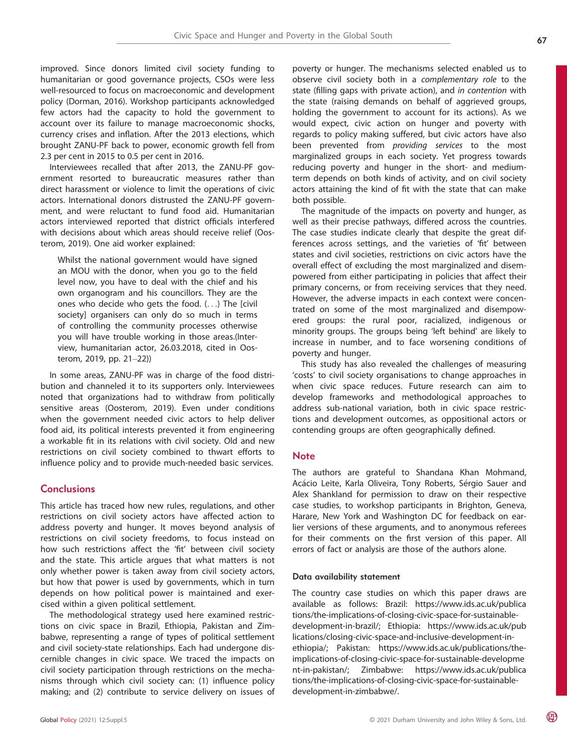improved. Since donors limited civil society funding to humanitarian or good governance projects, CSOs were less well-resourced to focus on macroeconomic and development policy (Dorman, 2016). Workshop participants acknowledged few actors had the capacity to hold the government to account over its failure to manage macroeconomic shocks, currency crises and inflation. After the 2013 elections, which brought ZANU-PF back to power, economic growth fell from 2.3 per cent in 2015 to 0.5 per cent in 2016.

Interviewees recalled that after 2013, the ZANU-PF government resorted to bureaucratic measures rather than direct harassment or violence to limit the operations of civic actors. International donors distrusted the ZANU-PF government, and were reluctant to fund food aid. Humanitarian actors interviewed reported that district officials interfered with decisions about which areas should receive relief (Oosterom, 2019). One aid worker explained:

> Whilst the national government would have signed an MOU with the donor, when you go to the field level now, you have to deal with the chief and his own organogram and his councillors. They are the ones who decide who gets the food. (. . .) The [civil society] organisers can only do so much in terms of controlling the community processes otherwise you will have trouble working in those areas.(Interview, humanitarian actor, 26.03.2018, cited in Oosterom, 2019, pp. 21–22))

In some areas, ZANU-PF was in charge of the food distribution and channeled it to its supporters only. Interviewees noted that organizations had to withdraw from politically sensitive areas (Oosterom, 2019). Even under conditions when the government needed civic actors to help deliver food aid, its political interests prevented it from engineering a workable fit in its relations with civil society. Old and new restrictions on civil society combined to thwart efforts to influence policy and to provide much-needed basic services.

## Conclusions

This article has traced how new rules, regulations, and other restrictions on civil society actors have affected action to address poverty and hunger. It moves beyond analysis of restrictions on civil society freedoms, to focus instead on how such restrictions affect the 'fit' between civil society and the state. This article argues that what matters is not only whether power is taken away from civil society actors, but how that power is used by governments, which in turn depends on how political power is maintained and exercised within a given political settlement.

The methodological strategy used here examined restrictions on civic space in Brazil, Ethiopia, Pakistan and Zimbabwe, representing a range of types of political settlement and civil society-state relationships. Each had undergone discernible changes in civic space. We traced the impacts on civil society participation through restrictions on the mechanisms through which civil society can: (1) influence policy making; and (2) contribute to service delivery on issues of poverty or hunger. The mechanisms selected enabled us to observe civil society both in a *complementary role* to the state (filling gaps with private action), and *in contention* with the state (raising demands on behalf of aggrieved groups, holding the government to account for its actions). As we would expect, civic action on hunger and poverty with regards to policy making suffered, but civic actors have also been prevented from *providing services* to the most marginalized groups in each society. Yet progress towards reducing poverty and hunger in the short- and medium-term depends on both kinds of activity, and on civil society actors attaining the kind of fit with the state that can make both possible.

The magnitude of the impacts on poverty and hunger, as well as their precise pathways, differed across the countries. The case studies indicate clearly that despite the great differences across settings, and the varieties of 'fit' between states and civil societies, restrictions on civic actors have the overall effect of excluding the most marginalized and disempowered from either participating in policies that affect their primary concerns, or from receiving services that they need. However, the adverse impacts in each context were concentrated on some of the most marginalized and disempowered groups: the rural poor, racialized, indigenous or minority groups. The groups being 'left behind' are likely to increase in number, and to face worsening conditions of poverty and hunger.

This study has also revealed the challenges of measuring 'costs' to civil society organisations to change approaches in when civic space reduces. Future research can aim to develop frameworks and methodological approaches to address sub-national variation, both in civic space restrictions and development outcomes, as oppositional actors or contending groups are often geographically defined.

## Note

The authors are grateful to Shandana Khan Mohmand, Acácio Leite, Karla Oliveira, Tony Roberts, Sérgio Sauer and Alex Shankland for permission to draw on their respective case studies, to workshop participants in Brighton, Geneva, Harare, New York and Washington DC for feedback on earlier versions of these arguments, and to anonymous referees for their comments on the first version of this paper. All errors of fact or analysis are those of the authors alone.

### Data availability statement

The country case studies on which this paper draws are available as follows: Brazil: https://www.ids.ac.uk/publications/the-implications-of-closing-civic-space-for-sustainable-development-in-brazil/; Ethiopia: https://www.ids.ac.uk/publications/closing-civic-space-and-inclusive-development-in-ethiopia/; Pakistan: https://www.ids.ac.uk/publications/the-implications-of-closing-civic-space-for-sustainable-development-in-pakistan/; Zimbabwe: https://www.ids.ac.uk/publications/the-implications-of-closing-civic-space-for-sustainable-development-in-zimbabwe/.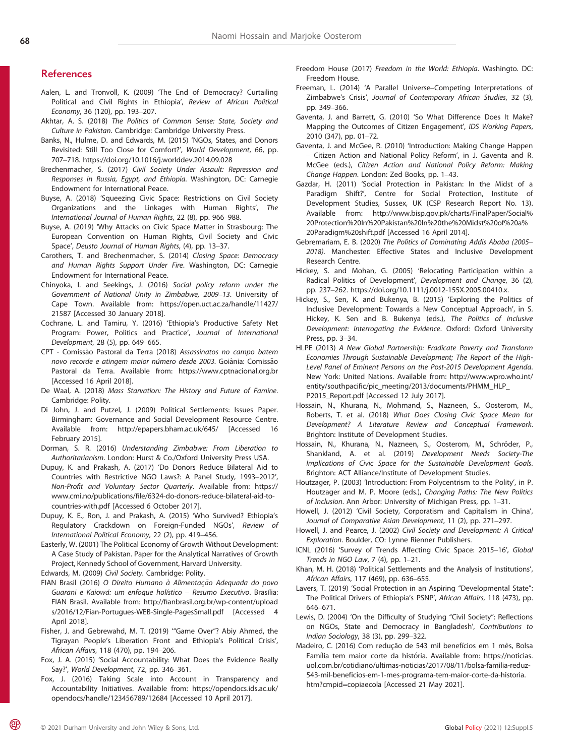## References

Aalen, L. and Tronvoll, K. (2009) 'The End of Democracy? Curtailing Political and Civil Rights in Ethiopia', *Review of African Political Economy*, 36 (120), pp. 193–207.

Akhtar, A. S. (2018) *The Politics of Common Sense: State, Society and Culture in Pakistan*. Cambridge: Cambridge University Press.

Banks, N., Hulme, D. and Edwards, M. (2015) 'NGOs, States, and Donors Revisited: Still Too Close for Comfort?', *World Development*, 66, pp. 707–718. https://doi.org/10.1016/j.worlddev.2014.09.028

Brechenmacher, S. (2017) *Civil Society Under Assault: Repression and Responses in Russia, Egypt, and Ethiopia*. Washington, DC: Carnegie Endowment for International Peace.

Buyse, A. (2018) 'Squeezing Civic Space: Restrictions on Civil Society Organizations and the Linkages with Human Rights', *The International Journal of Human Rights*, 22 (8), pp. 966–988.

Buyse, A. (2019) 'Why Attacks on Civic Space Matter in Strasbourg: The European Convention on Human Rights, Civil Society and Civic Space', *Deusto Journal of Human Rights*, (4), pp. 13–37.

Carothers, T. and Brechenmacher, S. (2014) *Closing Space: Democracy and Human Rights Support Under Fire*. Washington, DC: Carnegie Endowment for International Peace.

Chinyoka, I. and Seekings, J. (2016) *Social policy reform under the Government of National Unity in Zimbabwe, 2009–13*. University of Cape Town. Available from: https://open.uct.ac.za/handle/11427/21587 [Accessed 30 January 2018].

Cochrane, L. and Tamiru, Y. (2016) 'Ethiopia's Productive Safety Net Program: Power, Politics and Practice', *Journal of International Development*, 28 (5), pp. 649–665.

CPT - Comissão Pastoral da Terra (2018) *Assassinatos no campo batem novo recorde e atingem maior número desde 2003*. Goiânia: Comissão Pastoral da Terra. Available from: https://www.cptnacional.org.br [Accessed 16 April 2018].

De Waal, A. (2018) *Mass Starvation: The History and Future of Famine*. Cambridge: Polity.

Di John, J. and Putzel, J. (2009) Political Settlements: Issues Paper. Birmingham: Governance and Social Development Resource Centre. Available from: http://epapers.bham.ac.uk/645/ [Accessed 16 February 2015].

Dorman, S. R. (2016) *Understanding Zimbabwe: From Liberation to Authoritarianism*. London: Hurst & Co./Oxford University Press USA.

Dupuy, K. and Prakash, A. (2017) 'Do Donors Reduce Bilateral Aid to Countries with Restrictive NGO Laws?: A Panel Study, 1993–2012', *Non-Profit and Voluntary Sector Quarterly*. Available from: https://www.cmi.no/publications/file/6324-do-donors-reduce-bilateral-aid-to-countries-with.pdf [Accessed 6 October 2017].

Dupuy, K. E., Ron, J. and Prakash, A. (2015) 'Who Survived? Ethiopia's Regulatory Crackdown on Foreign-Funded NGOs', *Review of International Political Economy*, 22 (2), pp. 419–456.

Easterly, W. (2001) The Political Economy of Growth Without Development: A Case Study of Pakistan. Paper for the Analytical Narratives of Growth Project, Kennedy School of Government, Harvard University.

Edwards, M. (2009) *Civil Society*. Cambridge: Polity.

FIAN Brasil (2016) *O Direito Humano à Alimentação Adequada do povo Guarani e Kaiowá: um enfoque holístico – Resumo Executivo*. Brasília: FIAN Brasil. Available from: http://fianbrasil.org.br/wp-content/uploads/2016/12/Fian-Portugues-WEB-Single-PagesSmall.pdf [Accessed 4 April 2018].

Fisher, J. and Gebrewahd, M. T. (2019) '"Game Over"? Abiy Ahmed, the Tigrayan People's Liberation Front and Ethiopia's Political Crisis', *African Affairs*, 118 (470), pp. 194–206.

Fox, J. A. (2015) 'Social Accountability: What Does the Evidence Really Say?', *World Development*, 72, pp. 346–361.

Fox, J. (2016) Taking Scale into Account in Transparency and Accountability Initiatives. Available from: https://opendocs.ids.ac.uk/opendocs/handle/123456789/12684 [Accessed 10 April 2017].

Freedom House (2017) *Freedom in the World: Ethiopia*. Washingto. DC: Freedom House.

Freeman, L. (2014) 'A Parallel Universe–Competing Interpretations of Zimbabwe's Crisis', *Journal of Contemporary African Studies*, 32 (3), pp. 349–366.

Gaventa, J. and Barrett, G. (2010) 'So What Difference Does It Make? Mapping the Outcomes of Citizen Engagement', *IDS Working Papers*, 2010 (347), pp. 01–72.

Gaventa, J. and McGee, R. (2010) 'Introduction: Making Change Happen – Citizen Action and National Policy Reform', in J. Gaventa and R. McGee (eds.), *Citizen Action and National Policy Reform: Making Change Happen*. London: Zed Books, pp. 1–43.

Gazdar, H. (2011) 'Social Protection in Pakistan: In the Midst of a Paradigm Shift?', Centre for Social Protection, Institute of Development Studies, Sussex, UK (CSP Research Report No. 13). Available from: http://www.bisp.gov.pk/charts/FinalPaper/Social%20Protection%20In%20Pakistan%20In%20the%20Midst%20of%20a%20Paradigm%20shift.pdf [Accessed 16 April 2014].

Gebremariam, E. B. (2020) *The Politics of Dominating Addis Ababa (2005–2018)*. Manchester: Effective States and Inclusive Development Research Centre.

Hickey, S. and Mohan, G. (2005) 'Relocating Participation within a Radical Politics of Development', *Development and Change*, 36 (2), pp. 237–262. https://doi.org/10.1111/j.0012-155X.2005.00410.x.

Hickey, S., Sen, K. and Bukenya, B. (2015) 'Exploring the Politics of Inclusive Development: Towards a New Conceptual Approach', in S. Hickey, K. Sen and B. Bukenya (eds.), *The Politics of Inclusive Development: Interrogating the Evidence*. Oxford: Oxford University Press, pp. 3–34.

HLPE (2013) *A New Global Partnership: Eradicate Poverty and Transform Economies Through Sustainable Development; The Report of the High-Level Panel of Eminent Persons on the Post-2015 Development Agenda*. New York: United Nations. Available from: http://www.wpro.who.int/entity/southpacific/pic_meeting/2013/documents/PHMM_HLP_P2015_Report.pdf [Accessed 12 July 2017].

Hossain, N., Khurana, N., Mohmand, S., Nazneen, S., Oosterom, M., Roberts, T. et al. (2018) *What Does Closing Civic Space Mean for Development? A Literature Review and Conceptual Framework*. Brighton: Institute of Development Studies.

Hossain, N., Khurana, N., Nazneen, S., Oosterom, M., Schröder, P., Shankland, A. et al. (2019) *Development Needs Society-The Implications of Civic Space for the Sustainable Development Goals*. Brighton: ACT Alliance/Institute of Development Studies.

Houtzager, P. (2003) 'Introduction: From Polycentrism to the Polity', in P. Houtzager and M. P. Moore (eds.), *Changing Paths: The New Politics of Inclusion*. Ann Arbor: University of Michigan Press, pp. 1–31.

Howell, J. (2012) 'Civil Society, Corporatism and Capitalism in China', *Journal of Comparative Asian Development*, 11 (2), pp. 271–297.

Howell, J. and Pearce, J. (2002) *Civil Society and Development: A Critical Exploration*. Boulder, CO: Lynne Rienner Publishers.

ICNL (2016) 'Survey of Trends Affecting Civic Space: 2015–16', *Global Trends in NGO Law*, 7 (4), pp. 1–21.

Khan, M. H. (2018) 'Political Settlements and the Analysis of Institutions', *African Affairs*, 117 (469), pp. 636–655.

Lavers, T. (2019) 'Social Protection in an Aspiring "Developmental State": The Political Drivers of Ethiopia's PSNP', *African Affairs*, 118 (473), pp. 646–671.

Lewis, D. (2004) 'On the Difficulty of Studying "Civil Society": Reflections on NGOs, State and Democracy in Bangladesh', *Contributions to Indian Sociology*, 38 (3), pp. 299–322.

Madeiro, C. (2016) Com redução de 543 mil benefícios em 1 mês, Bolsa Família tem maior corte da história. Available from: https://noticias.uol.com.br/cotidiano/ultimas-noticias/2017/08/11/bolsa-familia-reduz-543-mil-beneficios-em-1-mes-programa-tem-maior-corte-da-historia.htm?cmpid=copiaecola [Accessed 21 May 2021].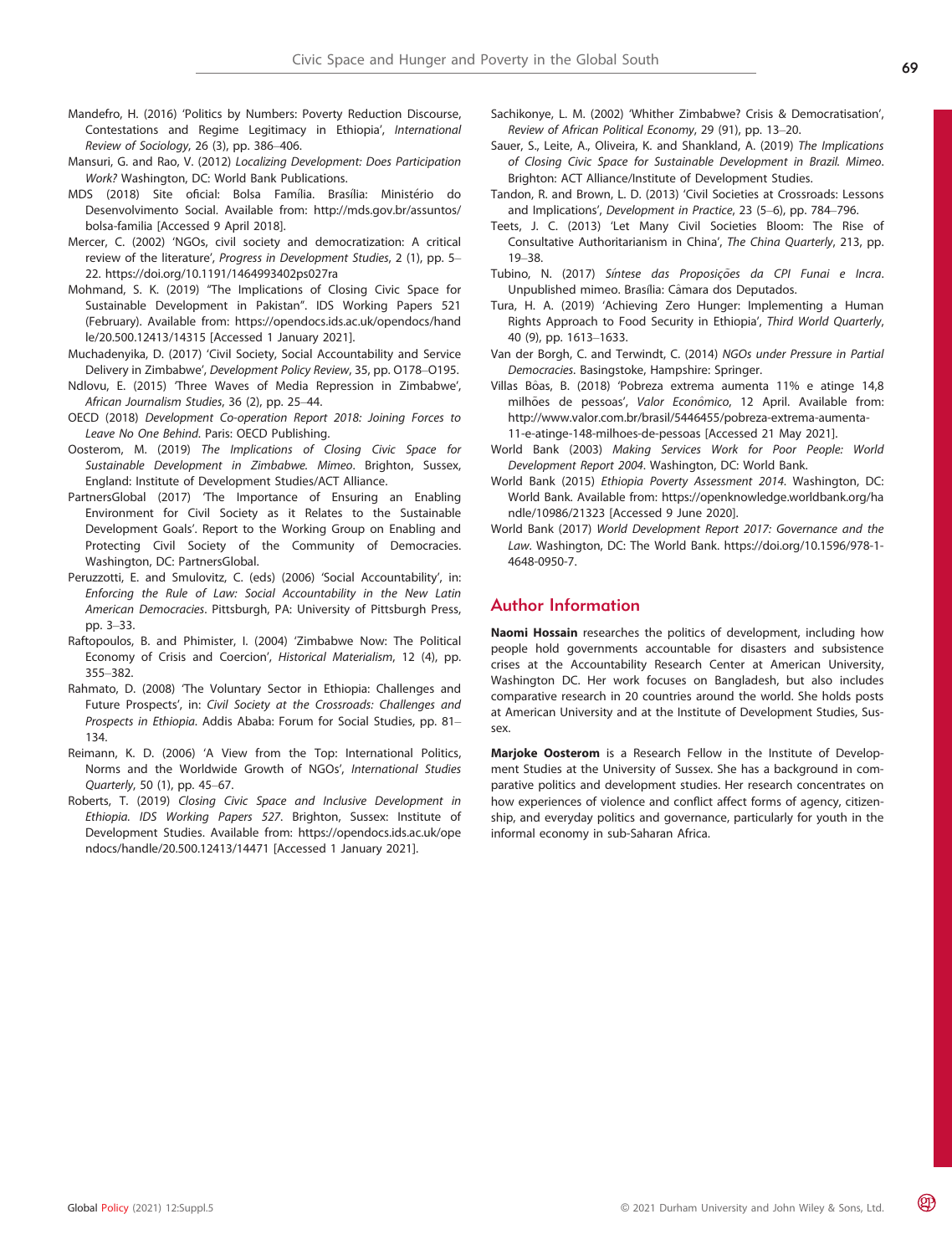Mandefro, H. (2016) 'Politics by Numbers: Poverty Reduction Discourse, Contestations and Regime Legitimacy in Ethiopia', *International Review of Sociology*, 26 (3), pp. 386–406.

Mansuri, G. and Rao, V. (2012) *Localizing Development: Does Participation Work?* Washington, DC: World Bank Publications.

MDS (2018) Site oficial: Bolsa Família. Brasília: Ministério do Desenvolvimento Social. Available from: http://mds.gov.br/assuntos/bolsa-familia [Accessed 9 April 2018].

Mercer, C. (2002) 'NGOs, civil society and democratization: A critical review of the literature', *Progress in Development Studies*, 2 (1), pp. 5–22. https://doi.org/10.1191/1464993402ps027ra

Mohmand, S. K. (2019) "The Implications of Closing Civic Space for Sustainable Development in Pakistan". IDS Working Papers 521 (February). Available from: https://opendocs.ids.ac.uk/opendocs/handle/20.500.12413/14315 [Accessed 1 January 2021].

Muchadenyika, D. (2017) 'Civil Society, Social Accountability and Service Delivery in Zimbabwe', *Development Policy Review*, 35, pp. O178–O195.

Ndlovu, E. (2015) 'Three Waves of Media Repression in Zimbabwe', *African Journalism Studies*, 36 (2), pp. 25–44.

OECD (2018) *Development Co-operation Report 2018: Joining Forces to Leave No One Behind*. Paris: OECD Publishing.

Oosterom, M. (2019) *The Implications of Closing Civic Space for Sustainable Development in Zimbabwe. Mimeo*. Brighton, Sussex, England: Institute of Development Studies/ACT Alliance.

PartnersGlobal (2017) 'The Importance of Ensuring an Enabling Environment for Civil Society as it Relates to the Sustainable Development Goals'. Report to the Working Group on Enabling and Protecting Civil Society of the Community of Democracies. Washington, DC: PartnersGlobal.

Peruzzotti, E. and Smulovitz, C. (eds) (2006) 'Social Accountability', in: *Enforcing the Rule of Law: Social Accountability in the New Latin American Democracies*. Pittsburgh, PA: University of Pittsburgh Press, pp. 3–33.

Raftopoulos, B. and Phimister, I. (2004) 'Zimbabwe Now: The Political Economy of Crisis and Coercion', *Historical Materialism*, 12 (4), pp. 355–382.

Rahmato, D. (2008) 'The Voluntary Sector in Ethiopia: Challenges and Future Prospects', in: *Civil Society at the Crossroads: Challenges and Prospects in Ethiopia*. Addis Ababa: Forum for Social Studies, pp. 81–134.

Reimann, K. D. (2006) 'A View from the Top: International Politics, Norms and the Worldwide Growth of NGOs', *International Studies Quarterly*, 50 (1), pp. 45–67.

Roberts, T. (2019) *Closing Civic Space and Inclusive Development in Ethiopia. IDS Working Papers 527*. Brighton, Sussex: Institute of Development Studies. Available from: https://opendocs.ids.ac.uk/opendocs/handle/20.500.12413/14471 [Accessed 1 January 2021].

Sachikonye, L. M. (2002) 'Whither Zimbabwe? Crisis & Democratisation', *Review of African Political Economy*, 29 (91), pp. 13–20.

Sauer, S., Leite, A., Oliveira, K. and Shankland, A. (2019) *The Implications of Closing Civic Space for Sustainable Development in Brazil. Mimeo*. Brighton: ACT Alliance/Institute of Development Studies.

Tandon, R. and Brown, L. D. (2013) 'Civil Societies at Crossroads: Lessons and Implications', *Development in Practice*, 23 (5–6), pp. 784–796.

Teets, J. C. (2013) 'Let Many Civil Societies Bloom: The Rise of Consultative Authoritarianism in China', *The China Quarterly*, 213, pp. 19–38.

Tubino, N. (2017) *Síntese das Proposições da CPI Funai e Incra*. Unpublished mimeo. Brasília: Câmara dos Deputados.

Tura, H. A. (2019) 'Achieving Zero Hunger: Implementing a Human Rights Approach to Food Security in Ethiopia', *Third World Quarterly*, 40 (9), pp. 1613–1633.

Van der Borgh, C. and Terwindt, C. (2014) *NGOs under Pressure in Partial Democracies*. Basingstoke, Hampshire: Springer.

Villas Bôas, B. (2018) 'Pobreza extrema aumenta 11% e atinge 14,8 milhões de pessoas', *Valor Econômico*, 12 April. Available from: http://www.valor.com.br/brasil/5446455/pobreza-extrema-aumenta-11-e-atinge-148-milhoes-de-pessoas [Accessed 21 May 2021].

World Bank (2003) *Making Services Work for Poor People: World Development Report 2004*. Washington, DC: World Bank.

World Bank (2015) *Ethiopia Poverty Assessment 2014*. Washington, DC: World Bank. Available from: https://openknowledge.worldbank.org/handle/10986/21323 [Accessed 9 June 2020].

World Bank (2017) *World Development Report 2017: Governance and the Law*. Washington, DC: The World Bank. https://doi.org/10.1596/978-1-4648-0950-7.

## Author Information

**Naomi Hossain** researches the politics of development, including how people hold governments accountable for disasters and subsistence crises at the Accountability Research Center at American University, Washington DC. Her work focuses on Bangladesh, but also includes comparative research in 20 countries around the world. She holds posts at American University and at the Institute of Development Studies, Sussex.

**Marjoke Oosterom** is a Research Fellow in the Institute of Development Studies at the University of Sussex. She has a background in comparative politics and development studies. Her research concentrates on how experiences of violence and conflict affect forms of agency, citizenship, and everyday politics and governance, particularly for youth in the informal economy in sub-Saharan Africa.